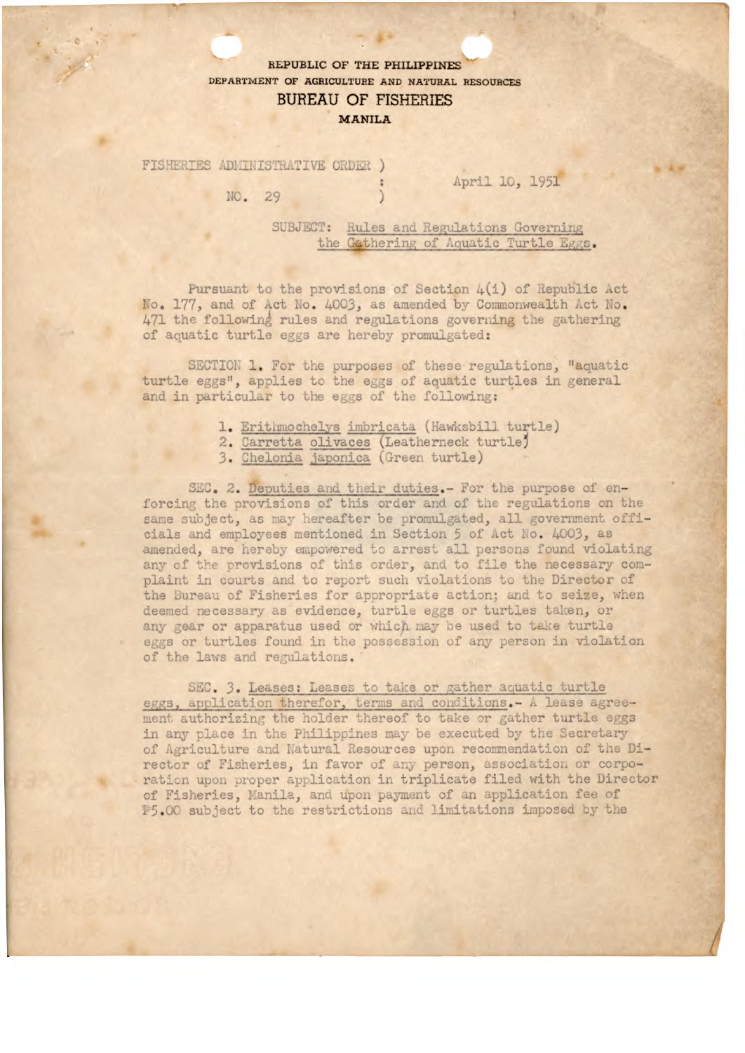REPUBLIC OF THE PHILIPPINES
DEPARTMENT OF AGRICULTURE AND NATURAL RESOURCES

# BUREAU OF FISHERIES

MANILA

FISHERIES ADMINISTRATIVE ORDER )
:
NO. 29 )

April 10, 1951

SUBJECT: Rules and Regulations Governing the Gathering of Aquatic Turtle Eggs.

Pursuant to the provisions of Section 4(i) of Republic Act No. 177, and of Act No. 4003, as amended by Commonwealth Act No. 471 the following rules and regulations governing the gathering of aquatic turtle eggs are hereby promulgated:

SECTION 1. For the purposes of these regulations, "aquatic turtle eggs", applies to the eggs of aquatic turtles in general and in particular to the eggs of the following:

1. Erithmochelys imbricata (Hawksbill turtle)
2. Carretta olivaces (Leatherneck turtle)
3. Chelonia japonica (Green turtle)

SEC. 2. Deputies and their duties.- For the purpose of enforcing the provisions of this order and of the regulations on the same subject, as may hereafter be promulgated, all government officials and employees mentioned in Section 5 of Act No. 4003, as amended, are hereby empowered to arrest all persons found violating any of the provisions of this order, and to file the necessary complaint in courts and to report such violations to the Director of the Bureau of Fisheries for appropriate action; and to seize, when deemed necessary as evidence, turtle eggs or turtles taken, or any gear or apparatus used or which may be used to take turtle eggs or turtles found in the possession of any person in violation of the laws and regulations.

SEC. 3. Leases: Leases to take or gather aquatic turtle eggs, application therefor, terms and conditions.- A lease agreement authorizing the holder thereof to take or gather turtle eggs in any place in the Philippines may be executed by the Secretary of Agriculture and Natural Resources upon recommendation of the Director of Fisheries, in favor of any person, association or corporation upon proper application in triplicate filed with the Director of Fisheries, Manila, and upon payment of an application fee of ₱5.00 subject to the restrictions and limitations imposed by the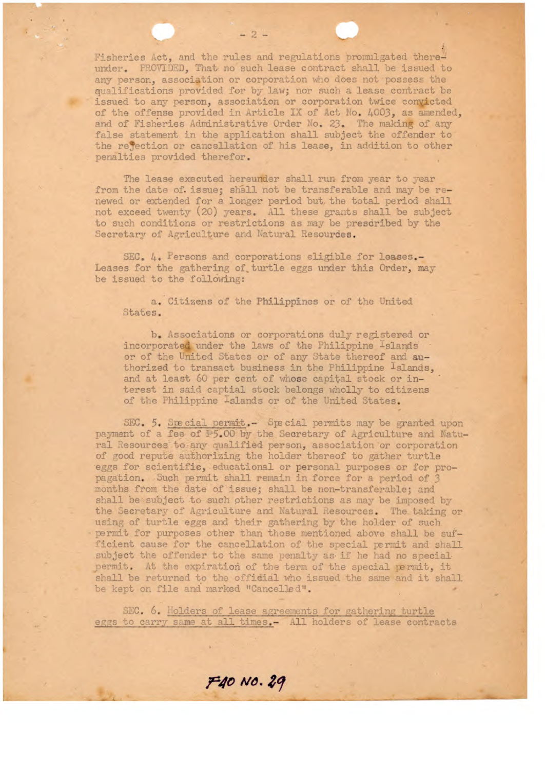Fisheries Act, and the rules and regulations promulgated thereunder. PROVIDED, That no such lease contract shall be issued to any person, association or corporation who does not possess the qualifications provided for by law; nor such a lease contract be issued to any person, association or corporation twice convicted of the offense provided in Article IX of Act No. 4003, as amended, and of Fisheries Administrative Order No. 23. The making of any false statement in the application shall subject the offender to the rejection or cancellation of his lease, in addition to other penalties provided therefor.

The lease executed hereunder shall run from year to year from the date of issue; shall not be transferable and may be renewed or extended for a longer period but the total period shall not exceed twenty (20) years. All these grants shall be subject to such conditions or restrictions as may be prescribed by the Secretary of Agriculture and Natural Resources.

SEC. 4. Persons and corporations eligible for leases.- Leases for the gathering of turtle eggs under this Order, may be issued to the following:

a. Citizens of the Philippines or of the United States.

b. Associations or corporations duly registered or incorporated under the laws of the Philippine Islands or of the United States or of any State thereof and authorized to transact business in the Philippine Islands, and at least 60 per cent of whose capital stock or interest in said captial stock belongs wholly to citizens of the Philippine Islands or of the United States.

SEC. 5. Special permit.- Special permits may be granted upon payment of a fee of ₱5.00 by the Secretary of Agriculture and Natural Resources to any qualified person, association or corporation of good repute authorizing the holder thereof to gather turtle eggs for scientific, educational or personal purposes or for propagation. Such permit shall remain in force for a period of 3 months from the date of issue; shall be non-transferable; and shall be subject to such other restrictions as may be imposed by the Secretary of Agriculture and Natural Resources. The taking or using of turtle eggs and their gathering by the holder of such permit for purposes other than those mentioned above shall be sufficient cause for the cancellation of the special permit and shall subject the offender to the same penalty as if he had no special permit. At the expiration of the term of the special permit, it shall be returned to the official who issued the same and it shall be kept on file and marked "Cancelled".

SEC. 6. Holders of lease agreements for gathering turtle eggs to carry same at all times.- All holders of lease contracts

FAO NO. 29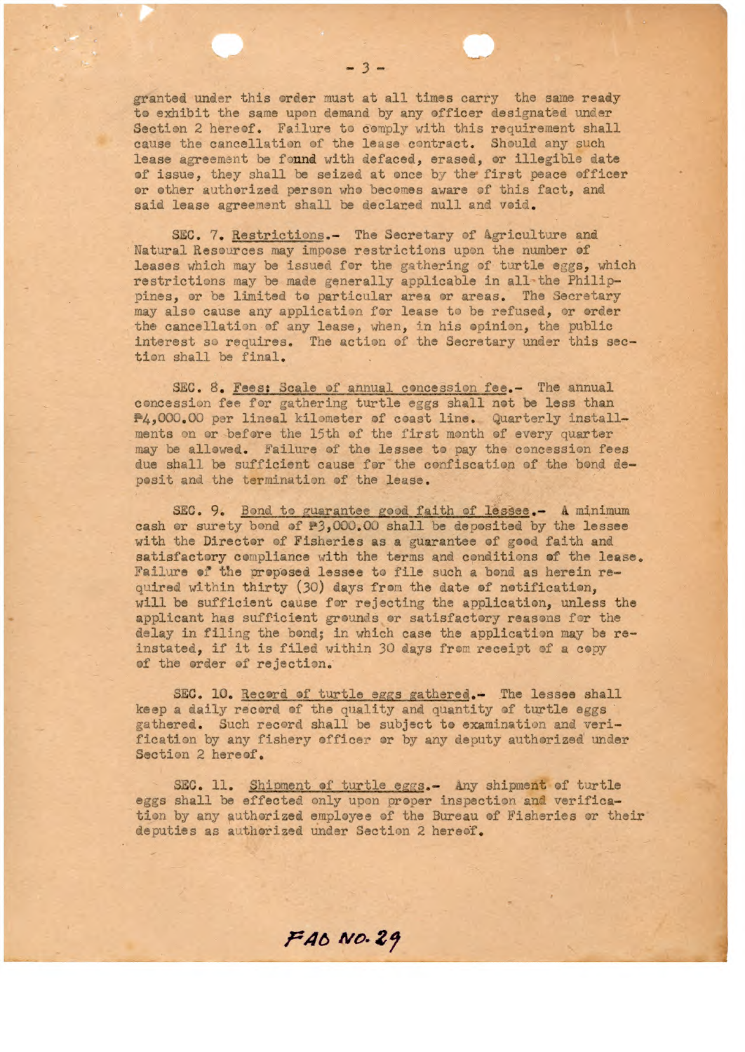granted under this order must at all times carry the same ready to exhibit the same upon demand by any officer designated under Section 2 hereof. Failure to comply with this requirement shall cause the cancellation of the lease contract. Should any such lease agreement be found with defaced, erased, or illegible date of issue, they shall be seized at once by the first peace officer or other authorized person who becomes aware of this fact, and said lease agreement shall be declared null and void.

SEC. 7. Restrictions.- The Secretary of Agriculture and Natural Resources may impose restrictions upon the number of leases which may be issued for the gathering of turtle eggs, which restrictions may be made generally applicable in all the Philippines, or be limited to particular area or areas. The Secretary may also cause any application for lease to be refused, or order the cancellation of any lease, when, in his opinion, the public interest so requires. The action of the Secretary under this section shall be final.

SEC. 8. Fees; Scale of annual concession fee.- The annual concession fee for gathering turtle eggs shall not be less than ₱4,000.00 per lineal kilometer of coast line. Quarterly installments on or before the 15th of the first month of every quarter may be allowed. Failure of the lessee to pay the concession fees due shall be sufficient cause for the confiscation of the bond deposit and the termination of the lease.

SEC. 9. Bond to guarantee good faith of lessee.- A minimum cash or surety bond of ₱3,000.00 shall be deposited by the lessee with the Director of Fisheries as a guarantee of good faith and satisfactory compliance with the terms and conditions of the lease. Failure of the proposed lessee to file such a bond as herein required within thirty (30) days from the date of notification, will be sufficient cause for rejecting the application, unless the applicant has sufficient grounds or satisfactory reasons for the delay in filing the bond; in which case the application may be reinstated, if it is filed within 30 days from receipt of a copy of the order of rejection.

SEC. 10. Record of turtle eggs gathered.- The lessee shall keep a daily record of the quality and quantity of turtle eggs gathered. Such record shall be subject to examination and verification by any fishery officer or by any deputy authorized under Section 2 hereof.

SEC. 11. Shipment of turtle eggs.- Any shipment of turtle eggs shall be effected only upon proper inspection and verification by any authorized employee of the Bureau of Fisheries or their deputies as authorized under Section 2 hereof.

FAO NO. 29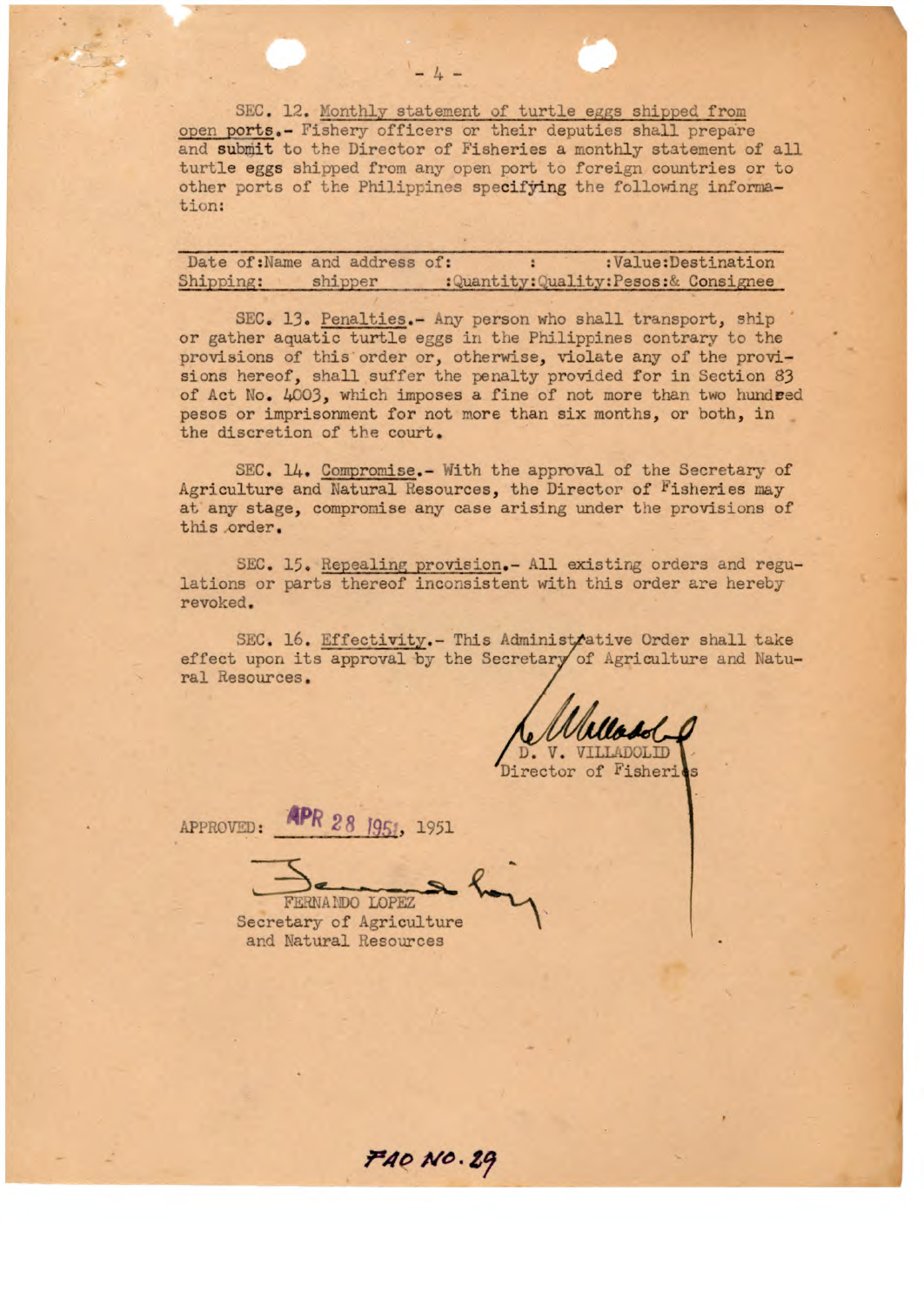SEC. 12. Monthly statement of turtle eggs shipped from open ports.- Fishery officers or their deputies shall prepare and submit to the Director of Fisheries a monthly statement of all turtle eggs shipped from any open port to foreign countries or to other ports of the Philippines specifying the following information:

| Date of Shipping | Name and address of shipper | Quantity | Quality | Value Pesos | Destination & Consignee |
|---|---|---|---|---|---|

SEC. 13. Penalties.- Any person who shall transport, ship or gather aquatic turtle eggs in the Philippines contrary to the provisions of this order or, otherwise, violate any of the provisions hereof, shall suffer the penalty provided for in Section 83 of Act No. 4003, which imposes a fine of not more than two hundred pesos or imprisonment for not more than six months, or both, in the discretion of the court.

SEC. 14. Compromise.- With the approval of the Secretary of Agriculture and Natural Resources, the Director of Fisheries may at any stage, compromise any case arising under the provisions of this order.

SEC. 15. Repealing provision.- All existing orders and regulations or parts thereof inconsistent with this order are hereby revoked.

SEC. 16. Effectivity.- This Administrative Order shall take effect upon its approval by the Secretary of Agriculture and Natural Resources.

D. V. VILLADOLID
Director of Fisheries

APPROVED: APR 28 1951, 1951

FERNANDO LOPEZ
Secretary of Agriculture
and Natural Resources

FAO NO. 29